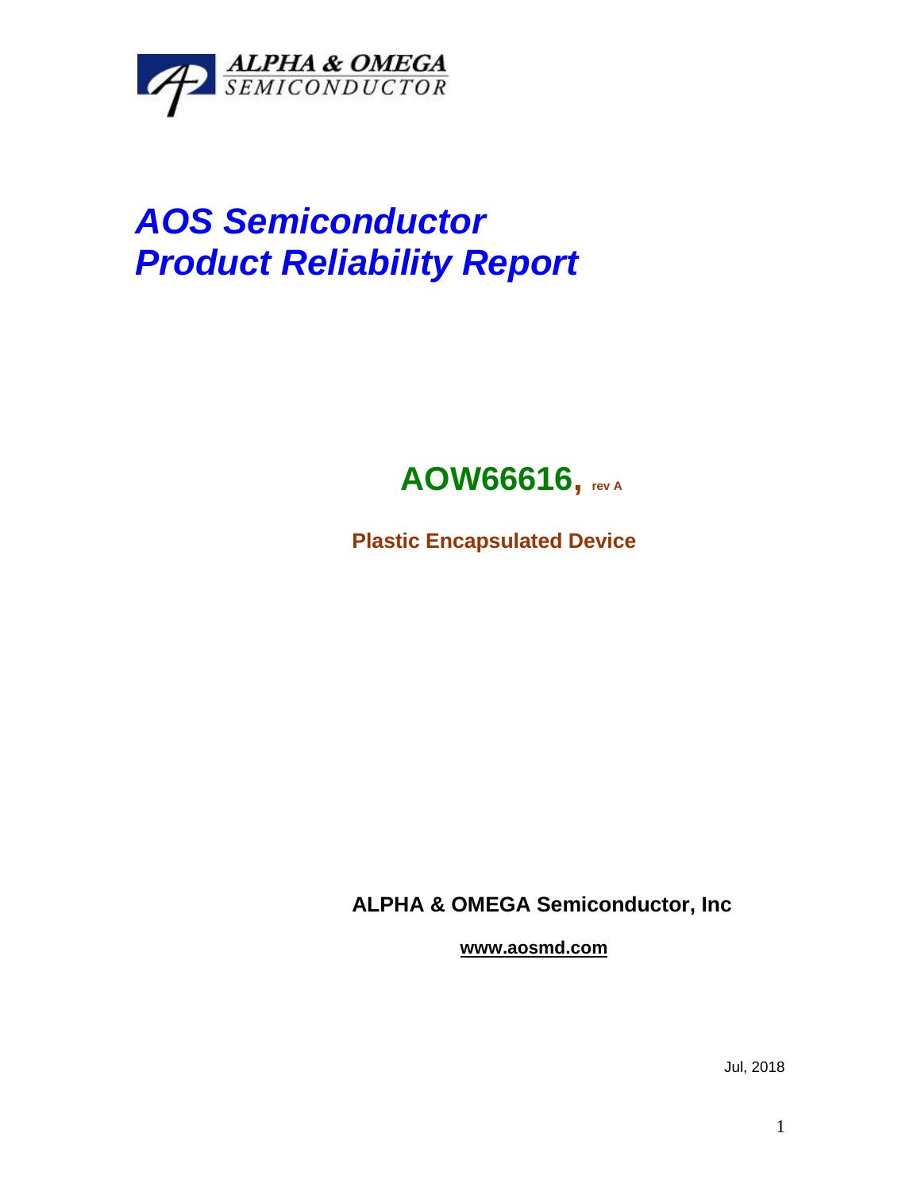ALPHA & OMEGA
SEMICONDUCTOR

# *AOS Semiconductor*
# *Product Reliability Report*

## AOW66616, rev A

**Plastic Encapsulated Device**

**ALPHA & OMEGA Semiconductor, Inc**

**www.aosmd.com**

Jul, 2018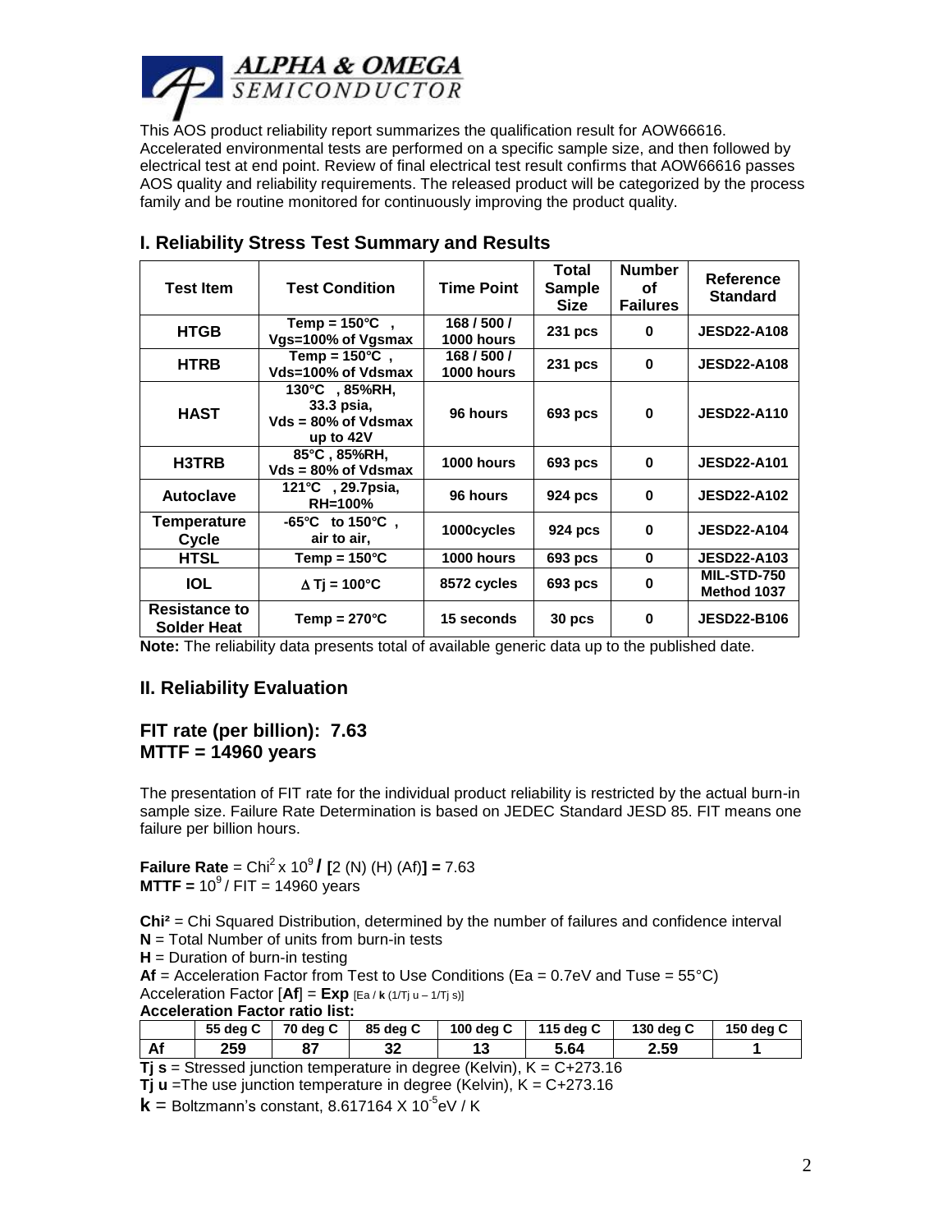This AOS product reliability report summarizes the qualification result for AOW66616. Accelerated environmental tests are performed on a specific sample size, and then followed by electrical test at end point. Review of final electrical test result confirms that AOW66616 passes AOS quality and reliability requirements. The released product will be categorized by the process family and be routine monitored for continuously improving the product quality.

## I. Reliability Stress Test Summary and Results

| Test Item | Test Condition | Time Point | Total Sample Size | Number of Failures | Reference Standard |
|---|---|---|---|---|---|
| HTGB | Temp = 150°C , Vgs=100% of Vgsmax | 168 / 500 / 1000 hours | 231 pcs | 0 | JESD22-A108 |
| HTRB | Temp = 150°C , Vds=100% of Vdsmax | 168 / 500 / 1000 hours | 231 pcs | 0 | JESD22-A108 |
| HAST | 130°C , 85%RH, 33.3 psia, Vds = 80% of Vdsmax up to 42V | 96 hours | 693 pcs | 0 | JESD22-A110 |
| H3TRB | 85°C , 85%RH, Vds = 80% of Vdsmax | 1000 hours | 693 pcs | 0 | JESD22-A101 |
| Autoclave | 121°C , 29.7psia, RH=100% | 96 hours | 924 pcs | 0 | JESD22-A102 |
| Temperature Cycle | -65°C to 150°C , air to air, | 1000cycles | 924 pcs | 0 | JESD22-A104 |
| HTSL | Temp = 150°C | 1000 hours | 693 pcs | 0 | JESD22-A103 |
| IOL | $\Delta$ Tj = 100°C | 8572 cycles | 693 pcs | 0 | MIL-STD-750 Method 1037 |
| Resistance to Solder Heat | Temp = 270°C | 15 seconds | 30 pcs | 0 | JESD22-B106 |

**Note:** The reliability data presents total of available generic data up to the published date.

## II. Reliability Evaluation

### FIT rate (per billion): 7.63
### MTTF = 14960 years

The presentation of FIT rate for the individual product reliability is restricted by the actual burn-in sample size. Failure Rate Determination is based on JEDEC Standard JESD 85. FIT means one failure per billion hours.

**Failure Rate** = $Chi^2 \times 10^9$ **/ [**2 (N) (H) (Af)**] =** 7.63
**MTTF =** $10^9$ / FIT = 14960 years

**Chi²** = Chi Squared Distribution, determined by the number of failures and confidence interval
**N** = Total Number of units from burn-in tests
**H** = Duration of burn-in testing
**Af** = Acceleration Factor from Test to Use Conditions (Ea = 0.7eV and Tuse = 55°C)
Acceleration Factor [**Af**] = **Exp** [Ea / **k** (1/Tj u – 1/Tj s)]

**Acceleration Factor ratio list:**

| | 55 deg C | 70 deg C | 85 deg C | 100 deg C | 115 deg C | 130 deg C | 150 deg C |
|---|---|---|---|---|---|---|---|
| Af | 259 | 87 | 32 | 13 | 5.64 | 2.59 | 1 |

**Tj s** = Stressed junction temperature in degree (Kelvin), K = C+273.16
**Tj u** =The use junction temperature in degree (Kelvin), K = C+273.16
**k** = Boltzmann's constant, 8.617164 X $10^{-5}$eV / K